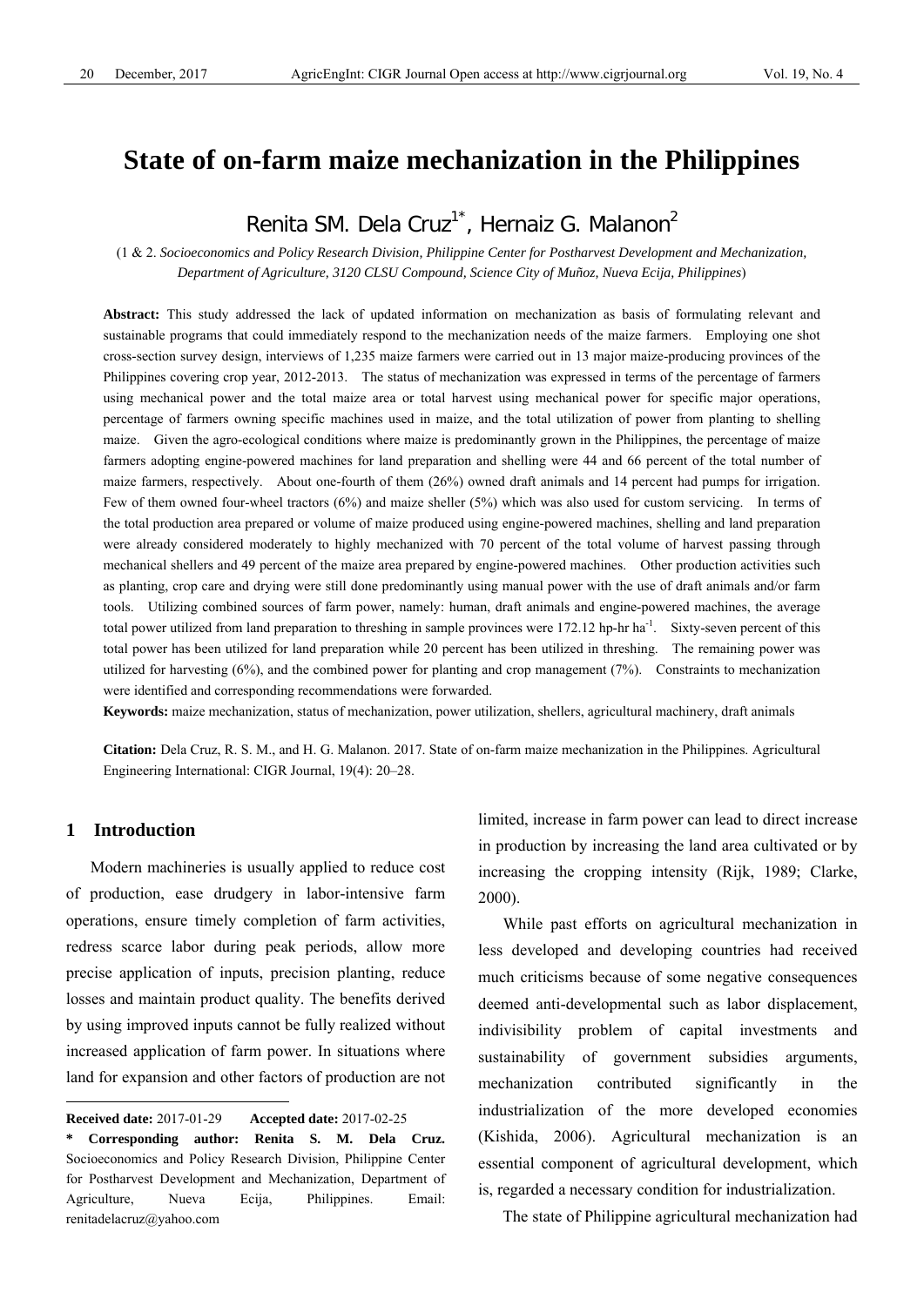# State of on-farm maize mechanization in the Philippines

Renita SM. Dela Cruz[1*], Hernaiz G. Malanon[2]

(1 & 2. *Socioeconomics and Policy Research Division, Philippine Center for Postharvest Development and Mechanization, Department of Agriculture, 3120 CLSU Compound, Science City of Muñoz, Nueva Ecija, Philippines*)

**Abstract:** This study addressed the lack of updated information on mechanization as basis of formulating relevant and sustainable programs that could immediately respond to the mechanization needs of the maize farmers. Employing one shot cross-section survey design, interviews of 1,235 maize farmers were carried out in 13 major maize-producing provinces of the Philippines covering crop year, 2012-2013. The status of mechanization was expressed in terms of the percentage of farmers using mechanical power and the total maize area or total harvest using mechanical power for specific major operations, percentage of farmers owning specific machines used in maize, and the total utilization of power from planting to shelling maize. Given the agro-ecological conditions where maize is predominantly grown in the Philippines, the percentage of maize farmers adopting engine-powered machines for land preparation and shelling were 44 and 66 percent of the total number of maize farmers, respectively. About one-fourth of them (26%) owned draft animals and 14 percent had pumps for irrigation. Few of them owned four-wheel tractors (6%) and maize sheller (5%) which was also used for custom servicing. In terms of the total production area prepared or volume of maize produced using engine-powered machines, shelling and land preparation were already considered moderately to highly mechanized with 70 percent of the total volume of harvest passing through mechanical shellers and 49 percent of the maize area prepared by engine-powered machines. Other production activities such as planting, crop care and drying were still done predominantly using manual power with the use of draft animals and/or farm tools. Utilizing combined sources of farm power, namely: human, draft animals and engine-powered machines, the average total power utilized from land preparation to threshing in sample provinces were 172.12 hp-hr ha$^{-1}$. Sixty-seven percent of this total power has been utilized for land preparation while 20 percent has been utilized in threshing. The remaining power was utilized for harvesting (6%), and the combined power for planting and crop management (7%). Constraints to mechanization were identified and corresponding recommendations were forwarded.

**Keywords:** maize mechanization, status of mechanization, power utilization, shellers, agricultural machinery, draft animals

**Citation:** Dela Cruz, R. S. M., and H. G. Malanon. 2017. State of on-farm maize mechanization in the Philippines. Agricultural Engineering International: CIGR Journal, 19(4): 20–28.

## 1 Introduction

Modern machineries is usually applied to reduce cost of production, ease drudgery in labor-intensive farm operations, ensure timely completion of farm activities, redress scarce labor during peak periods, allow more precise application of inputs, precision planting, reduce losses and maintain product quality. The benefits derived by using improved inputs cannot be fully realized without increased application of farm power. In situations where land for expansion and other factors of production are not limited, increase in farm power can lead to direct increase in production by increasing the land area cultivated or by increasing the cropping intensity (Rijk, 1989; Clarke, 2000).

While past efforts on agricultural mechanization in less developed and developing countries had received much criticisms because of some negative consequences deemed anti-developmental such as labor displacement, indivisibility problem of capital investments and sustainability of government subsidies arguments, mechanization contributed significantly in the industrialization of the more developed economies (Kishida, 2006). Agricultural mechanization is an essential component of agricultural development, which is, regarded a necessary condition for industrialization.

The state of Philippine agricultural mechanization had

---

**Received date:** 2017-01-29 **Accepted date:** 2017-02-25

**\* Corresponding author: Renita S. M. Dela Cruz.** Socioeconomics and Policy Research Division, Philippine Center for Postharvest Development and Mechanization, Department of Agriculture, Nueva Ecija, Philippines. Email: renitadelacruz@yahoo.com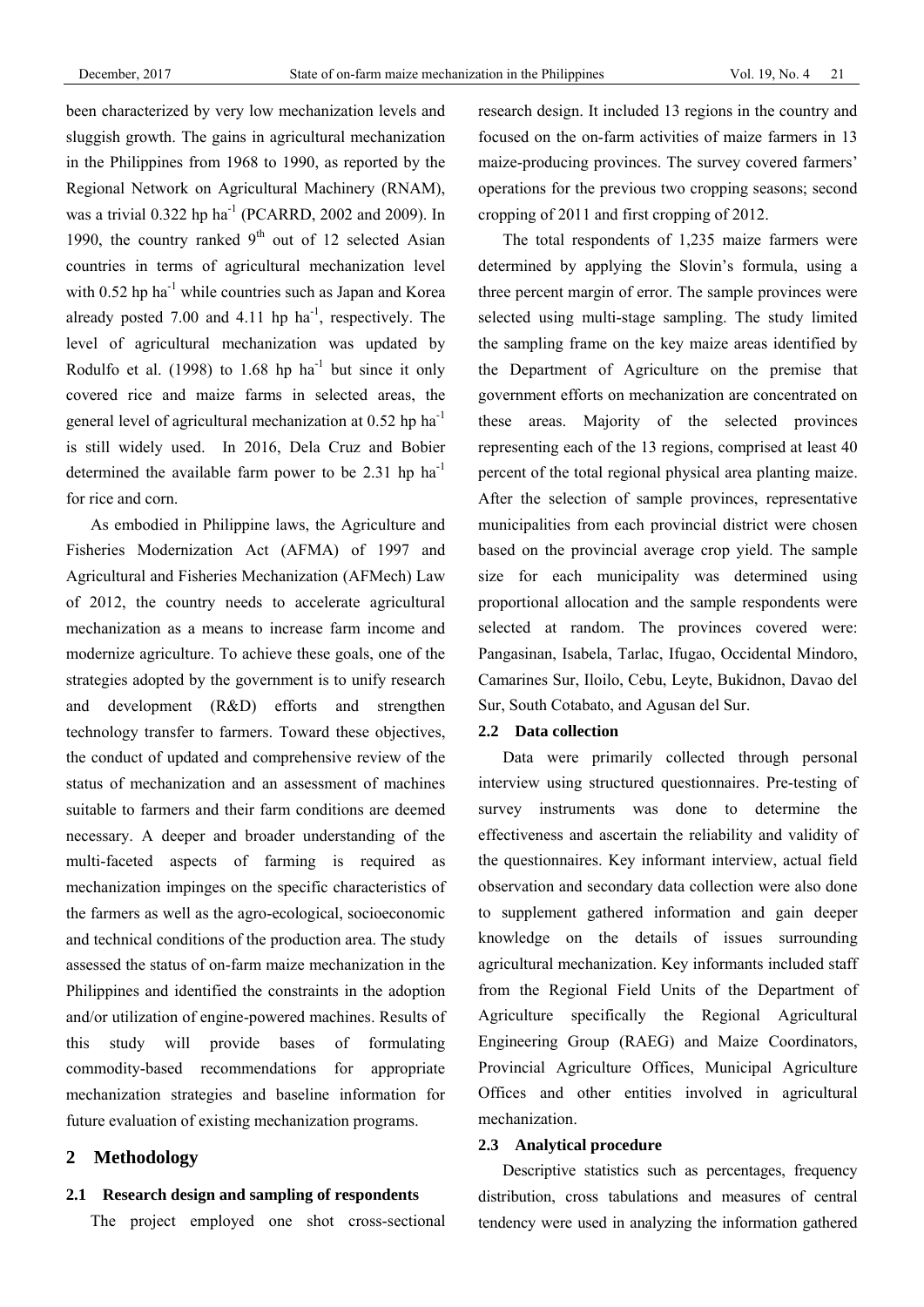been characterized by very low mechanization levels and sluggish growth. The gains in agricultural mechanization in the Philippines from 1968 to 1990, as reported by the Regional Network on Agricultural Machinery (RNAM), was a trivial 0.322 hp $ha^{-1}$ (PCARRD, 2002 and 2009). In 1990, the country ranked 9th out of 12 selected Asian countries in terms of agricultural mechanization level with 0.52 hp $ha^{-1}$ while countries such as Japan and Korea already posted 7.00 and 4.11 hp $ha^{-1}$, respectively. The level of agricultural mechanization was updated by Rodulfo et al. (1998) to 1.68 hp $ha^{-1}$ but since it only covered rice and maize farms in selected areas, the general level of agricultural mechanization at 0.52 hp $ha^{-1}$ is still widely used. In 2016, Dela Cruz and Bobier determined the available farm power to be 2.31 hp $ha^{-1}$ for rice and corn.

As embodied in Philippine laws, the Agriculture and Fisheries Modernization Act (AFMA) of 1997 and Agricultural and Fisheries Mechanization (AFMech) Law of 2012, the country needs to accelerate agricultural mechanization as a means to increase farm income and modernize agriculture. To achieve these goals, one of the strategies adopted by the government is to unify research and development (R&D) efforts and strengthen technology transfer to farmers. Toward these objectives, the conduct of updated and comprehensive review of the status of mechanization and an assessment of machines suitable to farmers and their farm conditions are deemed necessary. A deeper and broader understanding of the multi-faceted aspects of farming is required as mechanization impinges on the specific characteristics of the farmers as well as the agro-ecological, socioeconomic and technical conditions of the production area. The study assessed the status of on-farm maize mechanization in the Philippines and identified the constraints in the adoption and/or utilization of engine-powered machines. Results of this study will provide bases of formulating commodity-based recommendations for appropriate mechanization strategies and baseline information for future evaluation of existing mechanization programs.

## 2 Methodology

### 2.1 Research design and sampling of respondents

The project employed one shot cross-sectional research design. It included 13 regions in the country and focused on the on-farm activities of maize farmers in 13 maize-producing provinces. The survey covered farmers' operations for the previous two cropping seasons; second cropping of 2011 and first cropping of 2012.

The total respondents of 1,235 maize farmers were determined by applying the Slovin's formula, using a three percent margin of error. The sample provinces were selected using multi-stage sampling. The study limited the sampling frame on the key maize areas identified by the Department of Agriculture on the premise that government efforts on mechanization are concentrated on these areas. Majority of the selected provinces representing each of the 13 regions, comprised at least 40 percent of the total regional physical area planting maize. After the selection of sample provinces, representative municipalities from each provincial district were chosen based on the provincial average crop yield. The sample size for each municipality was determined using proportional allocation and the sample respondents were selected at random. The provinces covered were: Pangasinan, Isabela, Tarlac, Ifugao, Occidental Mindoro, Camarines Sur, Iloilo, Cebu, Leyte, Bukidnon, Davao del Sur, South Cotabato, and Agusan del Sur.

### 2.2 Data collection

Data were primarily collected through personal interview using structured questionnaires. Pre-testing of survey instruments was done to determine the effectiveness and ascertain the reliability and validity of the questionnaires. Key informant interview, actual field observation and secondary data collection were also done to supplement gathered information and gain deeper knowledge on the details of issues surrounding agricultural mechanization. Key informants included staff from the Regional Field Units of the Department of Agriculture specifically the Regional Agricultural Engineering Group (RAEG) and Maize Coordinators, Provincial Agriculture Offices, Municipal Agriculture Offices and other entities involved in agricultural mechanization.

### 2.3 Analytical procedure

Descriptive statistics such as percentages, frequency distribution, cross tabulations and measures of central tendency were used in analyzing the information gathered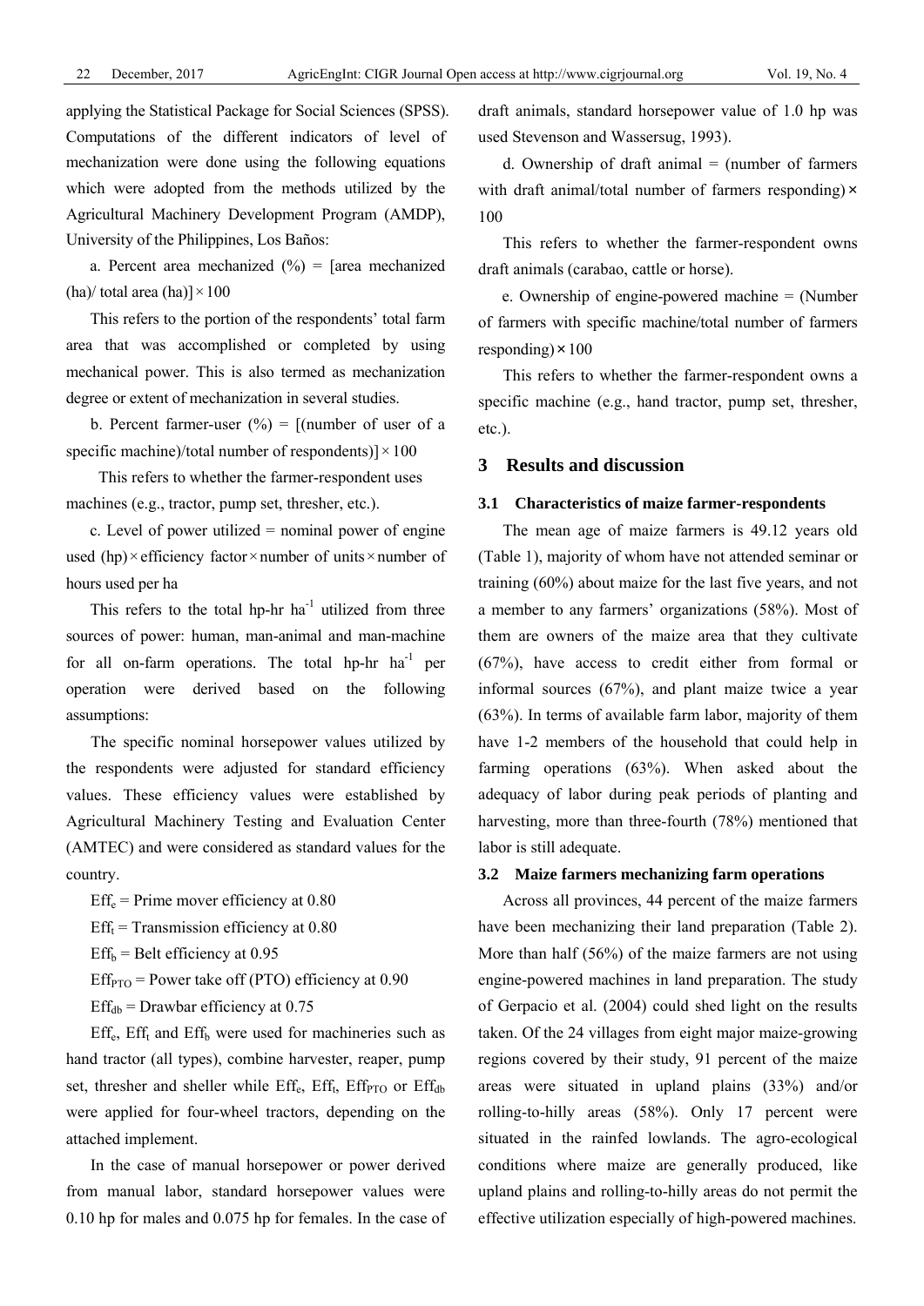applying the Statistical Package for Social Sciences (SPSS). Computations of the different indicators of level of mechanization were done using the following equations which were adopted from the methods utilized by the Agricultural Machinery Development Program (AMDP), University of the Philippines, Los Baños:

a. Percent area mechanized (%) = [area mechanized (ha)/ total area (ha)] × 100

This refers to the portion of the respondents' total farm area that was accomplished or completed by using mechanical power. This is also termed as mechanization degree or extent of mechanization in several studies.

b. Percent farmer-user (%) = [(number of user of a specific machine)/total number of respondents)] × 100

This refers to whether the farmer-respondent uses machines (e.g., tractor, pump set, thresher, etc.).

c. Level of power utilized = nominal power of engine used (hp) × efficiency factor × number of units × number of hours used per ha

This refers to the total hp-hr ha$^{-1}$ utilized from three sources of power: human, man-animal and man-machine for all on-farm operations. The total hp-hr ha$^{-1}$ per operation were derived based on the following assumptions:

The specific nominal horsepower values utilized by the respondents were adjusted for standard efficiency values. These efficiency values were established by Agricultural Machinery Testing and Evaluation Center (AMTEC) and were considered as standard values for the country.

$Eff_e$ = Prime mover efficiency at 0.80

$Eff_t$ = Transmission efficiency at 0.80

$Eff_b$ = Belt efficiency at 0.95

$Eff_{PTO}$ = Power take off (PTO) efficiency at 0.90

$Eff_{db}$ = Drawbar efficiency at 0.75

$Eff_e$, $Eff_t$ and $Eff_b$ were used for machineries such as hand tractor (all types), combine harvester, reaper, pump set, thresher and sheller while $Eff_e$, $Eff_t$, $Eff_{PTO}$ or $Eff_{db}$ were applied for four-wheel tractors, depending on the attached implement.

In the case of manual horsepower or power derived from manual labor, standard horsepower values were 0.10 hp for males and 0.075 hp for females. In the case of draft animals, standard horsepower value of 1.0 hp was used Stevenson and Wassersug, 1993).

d. Ownership of draft animal = (number of farmers with draft animal/total number of farmers responding) × 100

This refers to whether the farmer-respondent owns draft animals (carabao, cattle or horse).

e. Ownership of engine-powered machine = (Number of farmers with specific machine/total number of farmers responding) × 100

This refers to whether the farmer-respondent owns a specific machine (e.g., hand tractor, pump set, thresher, etc.).

## 3 Results and discussion

### 3.1 Characteristics of maize farmer-respondents

The mean age of maize farmers is 49.12 years old (Table 1), majority of whom have not attended seminar or training (60%) about maize for the last five years, and not a member to any farmers' organizations (58%). Most of them are owners of the maize area that they cultivate (67%), have access to credit either from formal or informal sources (67%), and plant maize twice a year (63%). In terms of available farm labor, majority of them have 1-2 members of the household that could help in farming operations (63%). When asked about the adequacy of labor during peak periods of planting and harvesting, more than three-fourth (78%) mentioned that labor is still adequate.

### 3.2 Maize farmers mechanizing farm operations

Across all provinces, 44 percent of the maize farmers have been mechanizing their land preparation (Table 2). More than half (56%) of the maize farmers are not using engine-powered machines in land preparation. The study of Gerpacio et al. (2004) could shed light on the results taken. Of the 24 villages from eight major maize-growing regions covered by their study, 91 percent of the maize areas were situated in upland plains (33%) and/or rolling-to-hilly areas (58%). Only 17 percent were situated in the rainfed lowlands. The agro-ecological conditions where maize are generally produced, like upland plains and rolling-to-hilly areas do not permit the effective utilization especially of high-powered machines.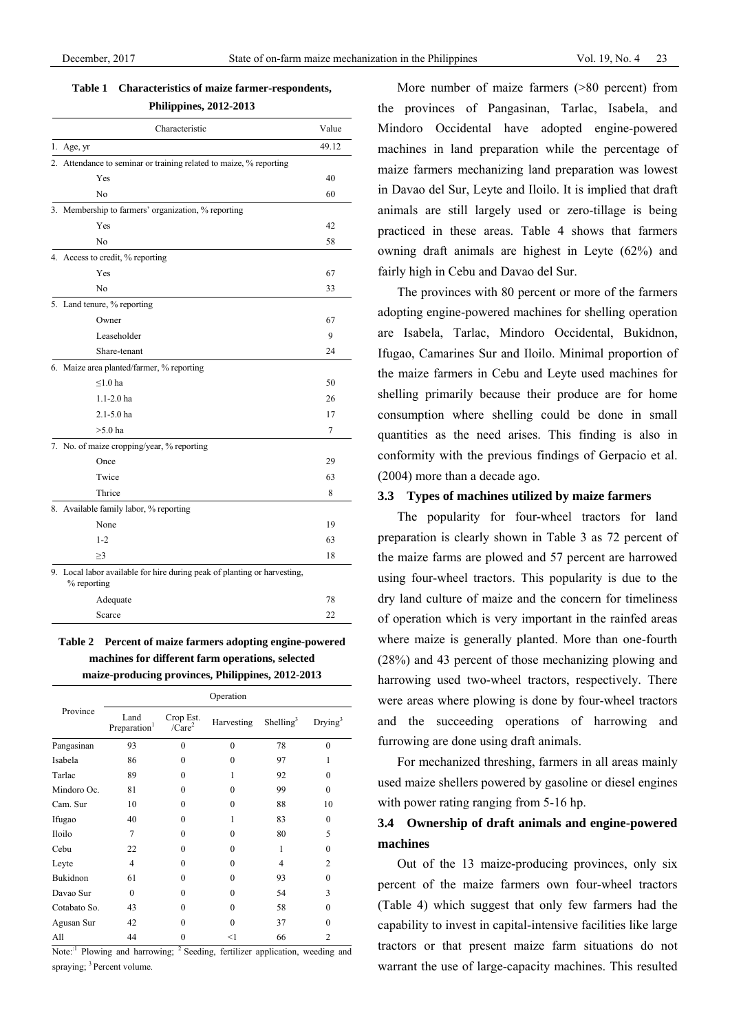**Table 1 Characteristics of maize farmer-respondents, Philippines, 2012-2013**

| Characteristic | Value |
|---|---|
| 1. Age, yr | 49.12 |
| 2. Attendance to seminar or training related to maize, % reporting | |
| Yes | 40 |
| No | 60 |
| 3. Membership to farmers' organization, % reporting | |
| Yes | 42 |
| No | 58 |
| 4. Access to credit, % reporting | |
| Yes | 67 |
| No | 33 |
| 5. Land tenure, % reporting | |
| Owner | 67 |
| Leaseholder | 9 |
| Share-tenant | 24 |
| 6. Maize area planted/farmer, % reporting | |
| ≤1.0 ha | 50 |
| 1.1-2.0 ha | 26 |
| 2.1-5.0 ha | 17 |
| >5.0 ha | 7 |
| 7. No. of maize cropping/year, % reporting | |
| Once | 29 |
| Twice | 63 |
| Thrice | 8 |
| 8. Available family labor, % reporting | |
| None | 19 |
| 1-2 | 63 |
| ≥3 | 18 |
| 9. Local labor available for hire during peak of planting or harvesting, % reporting | |
| Adequate | 78 |
| Scarce | 22 |

**Table 2 Percent of maize farmers adopting engine-powered machines for different farm operations, selected maize-producing provinces, Philippines, 2012-2013**

| Province | Operation | | | | |
|---|---|---|---|---|---|
| | Land Preparation[1] | Crop Est. /Care[2] | Harvesting | Shelling[3] | Drying[3] |
| Pangasinan | 93 | 0 | 0 | 78 | 0 |
| Isabela | 86 | 0 | 0 | 97 | 1 |
| Tarlac | 89 | 0 | 1 | 92 | 0 |
| Mindoro Oc. | 81 | 0 | 0 | 99 | 0 |
| Cam. Sur | 10 | 0 | 0 | 88 | 10 |
| Ifugao | 40 | 0 | 1 | 83 | 0 |
| Iloilo | 7 | 0 | 0 | 80 | 5 |
| Cebu | 22 | 0 | 0 | 1 | 0 |
| Leyte | 4 | 0 | 0 | 4 | 2 |
| Bukidnon | 61 | 0 | 0 | 93 | 0 |
| Davao Sur | 0 | 0 | 0 | 54 | 3 |
| Cotabato So. | 43 | 0 | 0 | 58 | 0 |
| Agusan Sur | 42 | 0 | 0 | 37 | 0 |
| All | 44 | 0 | <1 | 66 | 2 |

Note: [1] Plowing and harrowing; [2] Seeding, fertilizer application, weeding and spraying; [3] Percent volume.

More number of maize farmers (>80 percent) from the provinces of Pangasinan, Tarlac, Isabela, and Mindoro Occidental have adopted engine-powered machines in land preparation while the percentage of maize farmers mechanizing land preparation was lowest in Davao del Sur, Leyte and Iloilo. It is implied that draft animals are still largely used or zero-tillage is being practiced in these areas. Table 4 shows that farmers owning draft animals are highest in Leyte (62%) and fairly high in Cebu and Davao del Sur.

The provinces with 80 percent or more of the farmers adopting engine-powered machines for shelling operation are Isabela, Tarlac, Mindoro Occidental, Bukidnon, Ifugao, Camarines Sur and Iloilo. Minimal proportion of the maize farmers in Cebu and Leyte used machines for shelling primarily because their produce are for home consumption where shelling could be done in small quantities as the need arises. This finding is also in conformity with the previous findings of Gerpacio et al. (2004) more than a decade ago.

### 3.3 Types of machines utilized by maize farmers

The popularity for four-wheel tractors for land preparation is clearly shown in Table 3 as 72 percent of the maize farms are plowed and 57 percent are harrowed using four-wheel tractors. This popularity is due to the dry land culture of maize and the concern for timeliness of operation which is very important in the rainfed areas where maize is generally planted. More than one-fourth (28%) and 43 percent of those mechanizing plowing and harrowing used two-wheel tractors, respectively. There were areas where plowing is done by four-wheel tractors and the succeeding operations of harrowing and furrowing are done using draft animals.

For mechanized threshing, farmers in all areas mainly used maize shellers powered by gasoline or diesel engines with power rating ranging from 5-16 hp.

### 3.4 Ownership of draft animals and engine-powered machines

Out of the 13 maize-producing provinces, only six percent of the maize farmers own four-wheel tractors (Table 4) which suggest that only few farmers had the capability to invest in capital-intensive facilities like large tractors or that present maize farm situations do not warrant the use of large-capacity machines. This resulted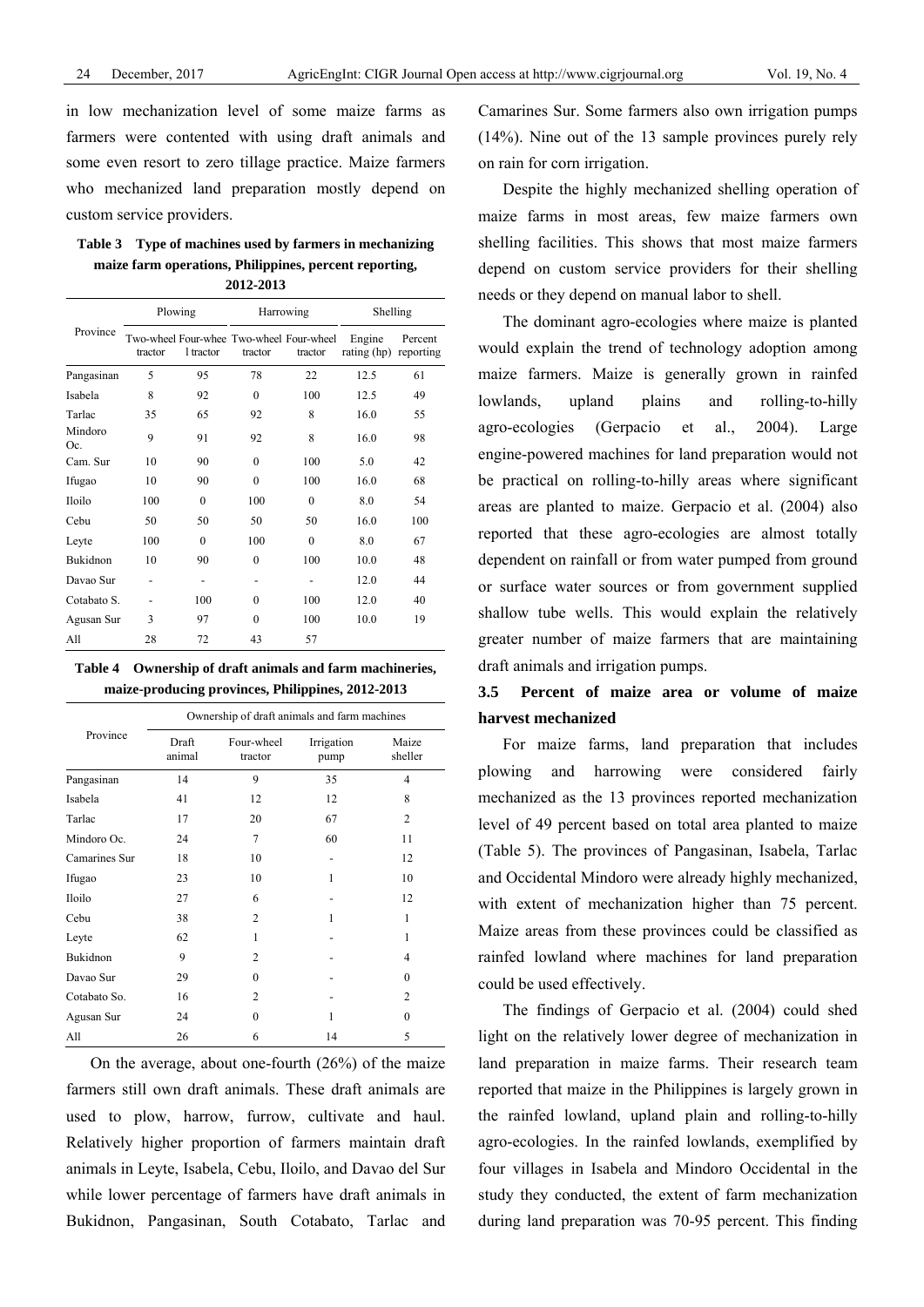in low mechanization level of some maize farms as farmers were contented with using draft animals and some even resort to zero tillage practice. Maize farmers who mechanized land preparation mostly depend on custom service providers.

**Table 3 Type of machines used by farmers in mechanizing maize farm operations, Philippines, percent reporting, 2012-2013**

| Province | Plowing | | Harrowing | | Shelling | |
|---|---|---|---|---|---|---|
| | Two-wheel tractor | Four-wheel tractor | Two-wheel tractor | Four-wheel tractor | Engine rating (hp) | Percent reporting |
| Pangasinan | 5 | 95 | 78 | 22 | 12.5 | 61 |
| Isabela | 8 | 92 | 0 | 100 | 12.5 | 49 |
| Tarlac | 35 | 65 | 92 | 8 | 16.0 | 55 |
| Mindoro Oc. | 9 | 91 | 92 | 8 | 16.0 | 98 |
| Cam. Sur | 10 | 90 | 0 | 100 | 5.0 | 42 |
| Ifugao | 10 | 90 | 0 | 100 | 16.0 | 68 |
| Iloilo | 100 | 0 | 100 | 0 | 8.0 | 54 |
| Cebu | 50 | 50 | 50 | 50 | 16.0 | 100 |
| Leyte | 100 | 0 | 100 | 0 | 8.0 | 67 |
| Bukidnon | 10 | 90 | 0 | 100 | 10.0 | 48 |
| Davao Sur | - | - | - | - | 12.0 | 44 |
| Cotabato S. | - | 100 | 0 | 100 | 12.0 | 40 |
| Agusan Sur | 3 | 97 | 0 | 100 | 10.0 | 19 |
| All | 28 | 72 | 43 | 57 | | |

**Table 4 Ownership of draft animals and farm machineries, maize-producing provinces, Philippines, 2012-2013**

| Province | Ownership of draft animals and farm machines | | | |
|---|---|---|---|---|
| | Draft animal | Four-wheel tractor | Irrigation pump | Maize sheller |
| Pangasinan | 14 | 9 | 35 | 4 |
| Isabela | 41 | 12 | 12 | 8 |
| Tarlac | 17 | 20 | 67 | 2 |
| Mindoro Oc. | 24 | 7 | 60 | 11 |
| Camarines Sur | 18 | 10 | - | 12 |
| Ifugao | 23 | 10 | 1 | 10 |
| Iloilo | 27 | 6 | - | 12 |
| Cebu | 38 | 2 | 1 | 1 |
| Leyte | 62 | 1 | - | 1 |
| Bukidnon | 9 | 2 | - | 4 |
| Davao Sur | 29 | 0 | - | 0 |
| Cotabato So. | 16 | 2 | - | 2 |
| Agusan Sur | 24 | 0 | 1 | 0 |
| All | 26 | 6 | 14 | 5 |

On the average, about one-fourth (26%) of the maize farmers still own draft animals. These draft animals are used to plow, harrow, furrow, cultivate and haul. Relatively higher proportion of farmers maintain draft animals in Leyte, Isabela, Cebu, Iloilo, and Davao del Sur while lower percentage of farmers have draft animals in Bukidnon, Pangasinan, South Cotabato, Tarlac and Camarines Sur. Some farmers also own irrigation pumps (14%). Nine out of the 13 sample provinces purely rely on rain for corn irrigation.

Despite the highly mechanized shelling operation of maize farms in most areas, few maize farmers own shelling facilities. This shows that most maize farmers depend on custom service providers for their shelling needs or they depend on manual labor to shell.

The dominant agro-ecologies where maize is planted would explain the trend of technology adoption among maize farmers. Maize is generally grown in rainfed lowlands, upland plains and rolling-to-hilly agro-ecologies (Gerpacio et al., 2004). Large engine-powered machines for land preparation would not be practical on rolling-to-hilly areas where significant areas are planted to maize. Gerpacio et al. (2004) also reported that these agro-ecologies are almost totally dependent on rainfall or from water pumped from ground or surface water sources or from government supplied shallow tube wells. This would explain the relatively greater number of maize farmers that are maintaining draft animals and irrigation pumps.

### 3.5 Percent of maize area or volume of maize harvest mechanized

For maize farms, land preparation that includes plowing and harrowing were considered fairly mechanized as the 13 provinces reported mechanization level of 49 percent based on total area planted to maize (Table 5). The provinces of Pangasinan, Isabela, Tarlac and Occidental Mindoro were already highly mechanized, with extent of mechanization higher than 75 percent. Maize areas from these provinces could be classified as rainfed lowland where machines for land preparation could be used effectively.

The findings of Gerpacio et al. (2004) could shed light on the relatively lower degree of mechanization in land preparation in maize farms. Their research team reported that maize in the Philippines is largely grown in the rainfed lowland, upland plain and rolling-to-hilly agro-ecologies. In the rainfed lowlands, exemplified by four villages in Isabela and Mindoro Occidental in the study they conducted, the extent of farm mechanization during land preparation was 70-95 percent. This finding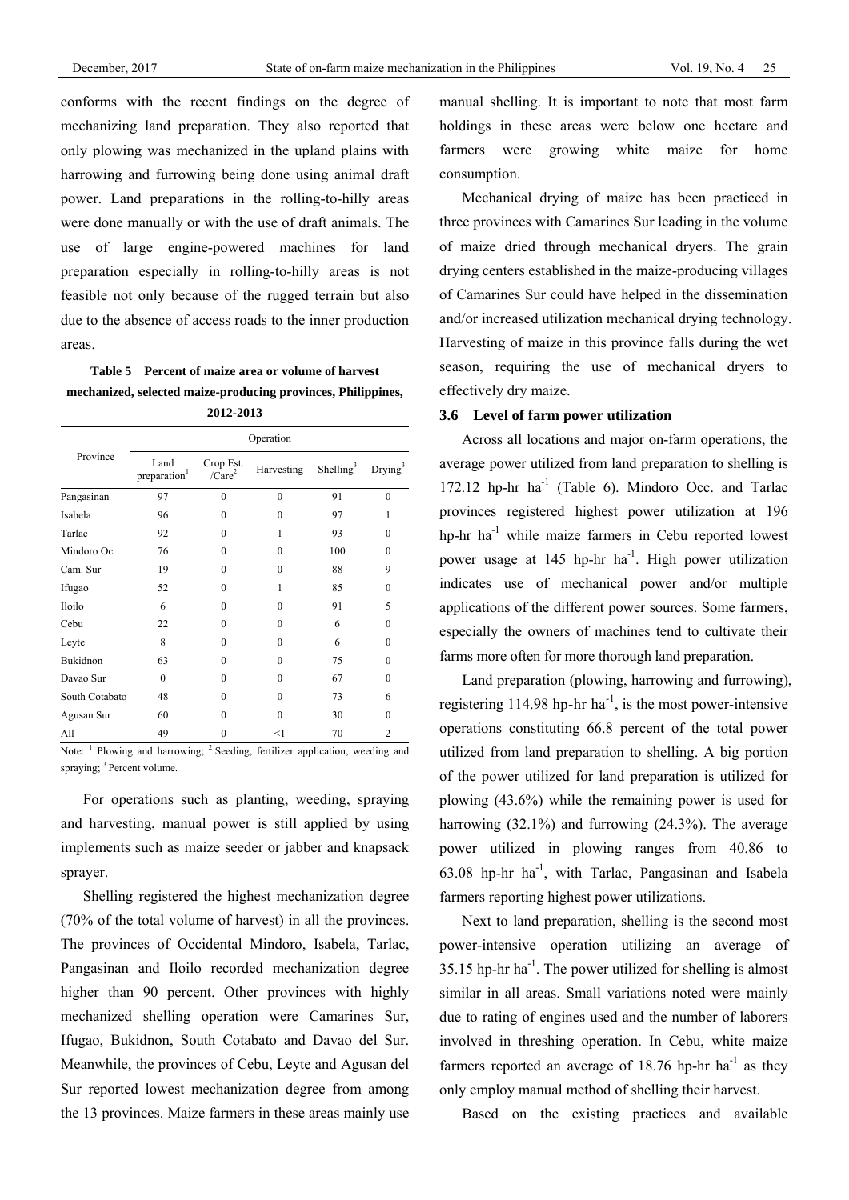conforms with the recent findings on the degree of mechanizing land preparation. They also reported that only plowing was mechanized in the upland plains with harrowing and furrowing being done using animal draft power. Land preparations in the rolling-to-hilly areas were done manually or with the use of draft animals. The use of large engine-powered machines for land preparation especially in rolling-to-hilly areas is not feasible not only because of the rugged terrain but also due to the absence of access roads to the inner production areas.

**Table 5 Percent of maize area or volume of harvest mechanized, selected maize-producing provinces, Philippines, 2012-2013**

| Province | Operation | | | | |
|---|---|---|---|---|---|
| | Land preparation[1] | Crop Est. /Care[2] | Harvesting | Shelling[3] | Drying[3] |
| Pangasinan | 97 | 0 | 0 | 91 | 0 |
| Isabela | 96 | 0 | 0 | 97 | 1 |
| Tarlac | 92 | 0 | 1 | 93 | 0 |
| Mindoro Oc. | 76 | 0 | 0 | 100 | 0 |
| Cam. Sur | 19 | 0 | 0 | 88 | 9 |
| Ifugao | 52 | 0 | 1 | 85 | 0 |
| Iloilo | 6 | 0 | 0 | 91 | 5 |
| Cebu | 22 | 0 | 0 | 6 | 0 |
| Leyte | 8 | 0 | 0 | 6 | 0 |
| Bukidnon | 63 | 0 | 0 | 75 | 0 |
| Davao Sur | 0 | 0 | 0 | 67 | 0 |
| South Cotabato | 48 | 0 | 0 | 73 | 6 |
| Agusan Sur | 60 | 0 | 0 | 30 | 0 |
| All | 49 | 0 | <1 | 70 | 2 |

Note: [1] Plowing and harrowing; [2] Seeding, fertilizer application, weeding and spraying; [3] Percent volume.

For operations such as planting, weeding, spraying and harvesting, manual power is still applied by using implements such as maize seeder or jabber and knapsack sprayer.

Shelling registered the highest mechanization degree (70% of the total volume of harvest) in all the provinces. The provinces of Occidental Mindoro, Isabela, Tarlac, Pangasinan and Iloilo recorded mechanization degree higher than 90 percent. Other provinces with highly mechanized shelling operation were Camarines Sur, Ifugao, Bukidnon, South Cotabato and Davao del Sur. Meanwhile, the provinces of Cebu, Leyte and Agusan del Sur reported lowest mechanization degree from among the 13 provinces. Maize farmers in these areas mainly use manual shelling. It is important to note that most farm holdings in these areas were below one hectare and farmers were growing white maize for home consumption.

Mechanical drying of maize has been practiced in three provinces with Camarines Sur leading in the volume of maize dried through mechanical dryers. The grain drying centers established in the maize-producing villages of Camarines Sur could have helped in the dissemination and/or increased utilization mechanical drying technology. Harvesting of maize in this province falls during the wet season, requiring the use of mechanical dryers to effectively dry maize.

### 3.6 Level of farm power utilization

Across all locations and major on-farm operations, the average power utilized from land preparation to shelling is 172.12 hp-hr ha$^{-1}$ (Table 6). Mindoro Occ. and Tarlac provinces registered highest power utilization at 196 hp-hr ha$^{-1}$ while maize farmers in Cebu reported lowest power usage at 145 hp-hr ha$^{-1}$. High power utilization indicates use of mechanical power and/or multiple applications of the different power sources. Some farmers, especially the owners of machines tend to cultivate their farms more often for more thorough land preparation.

Land preparation (plowing, harrowing and furrowing), registering 114.98 hp-hr ha$^{-1}$, is the most power-intensive operations constituting 66.8 percent of the total power utilized from land preparation to shelling. A big portion of the power utilized for land preparation is utilized for plowing (43.6%) while the remaining power is used for harrowing (32.1%) and furrowing (24.3%). The average power utilized in plowing ranges from 40.86 to 63.08 hp-hr ha$^{-1}$, with Tarlac, Pangasinan and Isabela farmers reporting highest power utilizations.

Next to land preparation, shelling is the second most power-intensive operation utilizing an average of 35.15 hp-hr ha$^{-1}$. The power utilized for shelling is almost similar in all areas. Small variations noted were mainly due to rating of engines used and the number of laborers involved in threshing operation. In Cebu, white maize farmers reported an average of 18.76 hp-hr ha$^{-1}$ as they only employ manual method of shelling their harvest.

Based on the existing practices and available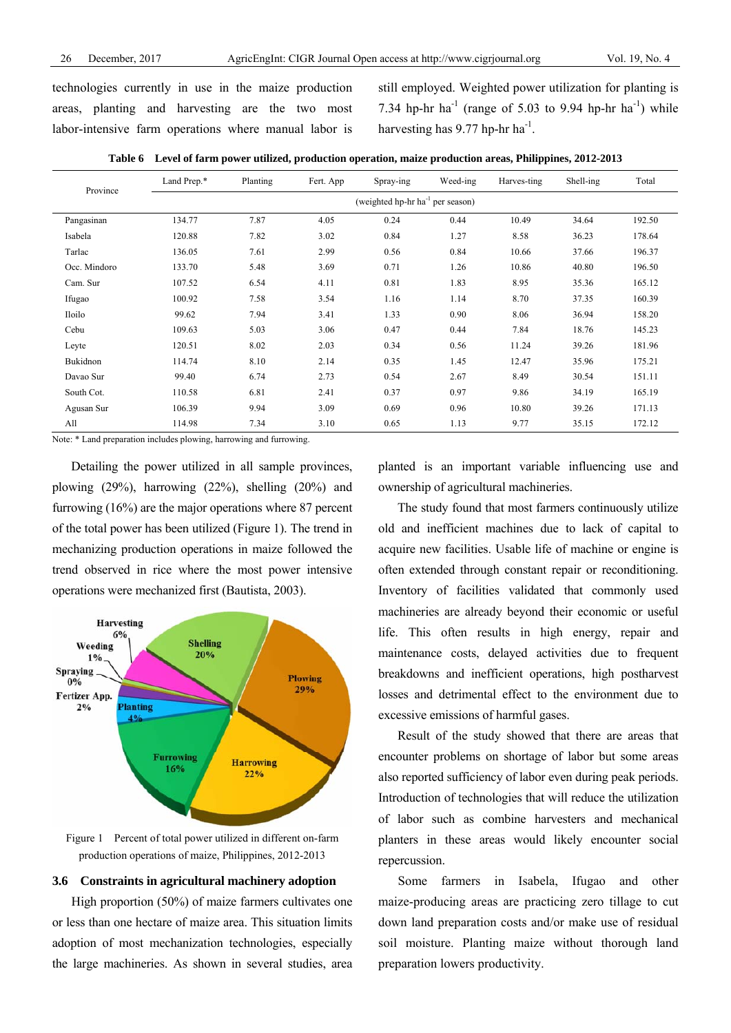technologies currently in use in the maize production areas, planting and harvesting are the two most labor-intensive farm operations where manual labor is still employed. Weighted power utilization for planting is 7.34 hp-hr ha$^{-1}$ (range of 5.03 to 9.94 hp-hr ha$^{-1}$) while harvesting has 9.77 hp-hr ha$^{-1}$.

**Table 6 Level of farm power utilized, production operation, maize production areas, Philippines, 2012-2013**

| Province | Land Prep.* | Planting | Fert. App | Spray-ing | Weed-ing | Harves-ting | Shell-ing | Total |
|---|---|---|---|---|---|---|---|---|
| | (weighted hp-hr ha$^{-1}$ per season) | | | | | | | |
| Pangasinan | 134.77 | 7.87 | 4.05 | 0.24 | 0.44 | 10.49 | 34.64 | 192.50 |
| Isabela | 120.88 | 7.82 | 3.02 | 0.84 | 1.27 | 8.58 | 36.23 | 178.64 |
| Tarlac | 136.05 | 7.61 | 2.99 | 0.56 | 0.84 | 10.66 | 37.66 | 196.37 |
| Occ. Mindoro | 133.70 | 5.48 | 3.69 | 0.71 | 1.26 | 10.86 | 40.80 | 196.50 |
| Cam. Sur | 107.52 | 6.54 | 4.11 | 0.81 | 1.83 | 8.95 | 35.36 | 165.12 |
| Ifugao | 100.92 | 7.58 | 3.54 | 1.16 | 1.14 | 8.70 | 37.35 | 160.39 |
| Iloilo | 99.62 | 7.94 | 3.41 | 1.33 | 0.90 | 8.06 | 36.94 | 158.20 |
| Cebu | 109.63 | 5.03 | 3.06 | 0.47 | 0.44 | 7.84 | 18.76 | 145.23 |
| Leyte | 120.51 | 8.02 | 2.03 | 0.34 | 0.56 | 11.24 | 39.26 | 181.96 |
| Bukidnon | 114.74 | 8.10 | 2.14 | 0.35 | 1.45 | 12.47 | 35.96 | 175.21 |
| Davao Sur | 99.40 | 6.74 | 2.73 | 0.54 | 2.67 | 8.49 | 30.54 | 151.11 |
| South Cot. | 110.58 | 6.81 | 2.41 | 0.37 | 0.97 | 9.86 | 34.19 | 165.19 |
| Agusan Sur | 106.39 | 9.94 | 3.09 | 0.69 | 0.96 | 10.80 | 39.26 | 171.13 |
| All | 114.98 | 7.34 | 3.10 | 0.65 | 1.13 | 9.77 | 35.15 | 172.12 |

Note: * Land preparation includes plowing, harrowing and furrowing.

Detailing the power utilized in all sample provinces, plowing (29%), harrowing (22%), shelling (20%) and furrowing (16%) are the major operations where 87 percent of the total power has been utilized (Figure 1). The trend in mechanizing production operations in maize followed the trend observed in rice where the most power intensive operations were mechanized first (Bautista, 2003).

Figure 1 Percent of total power utilized in different on-farm production operations of maize, Philippines, 2012-2013

### 3.6 Constraints in agricultural machinery adoption

High proportion (50%) of maize farmers cultivates one or less than one hectare of maize area. This situation limits adoption of most mechanization technologies, especially the large machineries. As shown in several studies, area planted is an important variable influencing use and ownership of agricultural machineries.

The study found that most farmers continuously utilize old and inefficient machines due to lack of capital to acquire new facilities. Usable life of machine or engine is often extended through constant repair or reconditioning. Inventory of facilities validated that commonly used machineries are already beyond their economic or useful life. This often results in high energy, repair and maintenance costs, delayed activities due to frequent breakdowns and inefficient operations, high postharvest losses and detrimental effect to the environment due to excessive emissions of harmful gases.

Result of the study showed that there are areas that encounter problems on shortage of labor but some areas also reported sufficiency of labor even during peak periods. Introduction of technologies that will reduce the utilization of labor such as combine harvesters and mechanical planters in these areas would likely encounter social repercussion.

Some farmers in Isabela, Ifugao and other maize-producing areas are practicing zero tillage to cut down land preparation costs and/or make use of residual soil moisture. Planting maize without thorough land preparation lowers productivity.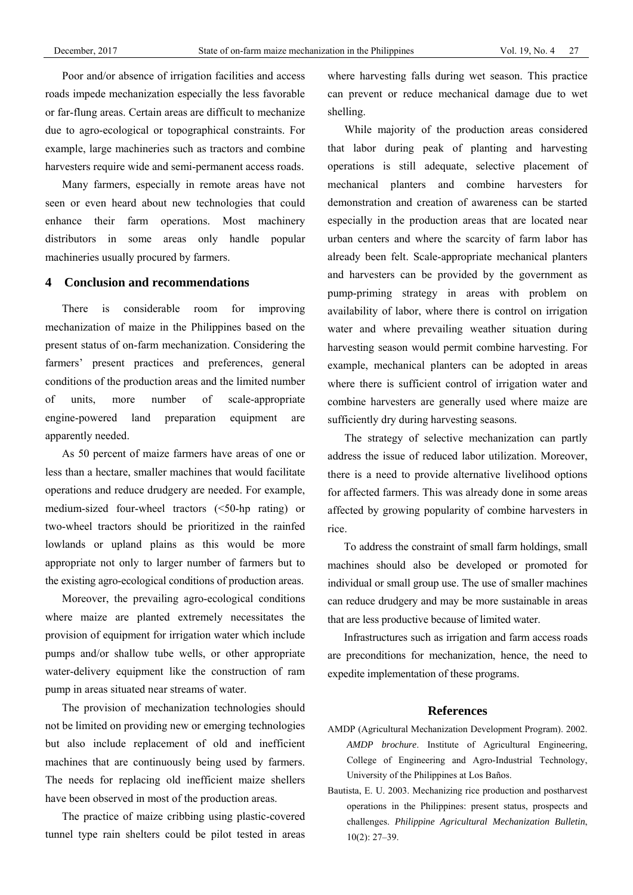Poor and/or absence of irrigation facilities and access roads impede mechanization especially the less favorable or far-flung areas. Certain areas are difficult to mechanize due to agro-ecological or topographical constraints. For example, large machineries such as tractors and combine harvesters require wide and semi-permanent access roads.

Many farmers, especially in remote areas have not seen or even heard about new technologies that could enhance their farm operations. Most machinery distributors in some areas only handle popular machineries usually procured by farmers.

## 4 Conclusion and recommendations

There is considerable room for improving mechanization of maize in the Philippines based on the present status of on-farm mechanization. Considering the farmers' present practices and preferences, general conditions of the production areas and the limited number of units, more number of scale-appropriate engine-powered land preparation equipment are apparently needed.

As 50 percent of maize farmers have areas of one or less than a hectare, smaller machines that would facilitate operations and reduce drudgery are needed. For example, medium-sized four-wheel tractors (<50-hp rating) or two-wheel tractors should be prioritized in the rainfed lowlands or upland plains as this would be more appropriate not only to larger number of farmers but to the existing agro-ecological conditions of production areas.

Moreover, the prevailing agro-ecological conditions where maize are planted extremely necessitates the provision of equipment for irrigation water which include pumps and/or shallow tube wells, or other appropriate water-delivery equipment like the construction of ram pump in areas situated near streams of water.

The provision of mechanization technologies should not be limited on providing new or emerging technologies but also include replacement of old and inefficient machines that are continuously being used by farmers. The needs for replacing old inefficient maize shellers have been observed in most of the production areas.

The practice of maize cribbing using plastic-covered tunnel type rain shelters could be pilot tested in areas where harvesting falls during wet season. This practice can prevent or reduce mechanical damage due to wet shelling.

While majority of the production areas considered that labor during peak of planting and harvesting operations is still adequate, selective placement of mechanical planters and combine harvesters for demonstration and creation of awareness can be started especially in the production areas that are located near urban centers and where the scarcity of farm labor has already been felt. Scale-appropriate mechanical planters and harvesters can be provided by the government as pump-priming strategy in areas with problem on availability of labor, where there is control on irrigation water and where prevailing weather situation during harvesting season would permit combine harvesting. For example, mechanical planters can be adopted in areas where there is sufficient control of irrigation water and combine harvesters are generally used where maize are sufficiently dry during harvesting seasons.

The strategy of selective mechanization can partly address the issue of reduced labor utilization. Moreover, there is a need to provide alternative livelihood options for affected farmers. This was already done in some areas affected by growing popularity of combine harvesters in rice.

To address the constraint of small farm holdings, small machines should also be developed or promoted for individual or small group use. The use of smaller machines can reduce drudgery and may be more sustainable in areas that are less productive because of limited water.

Infrastructures such as irrigation and farm access roads are preconditions for mechanization, hence, the need to expedite implementation of these programs.

## References

AMDP (Agricultural Mechanization Development Program). 2002. *AMDP brochure*. Institute of Agricultural Engineering, College of Engineering and Agro-Industrial Technology, University of the Philippines at Los Baños.

Bautista, E. U. 2003. Mechanizing rice production and postharvest operations in the Philippines: present status, prospects and challenges. *Philippine Agricultural Mechanization Bulletin*, 10(2): 27–39.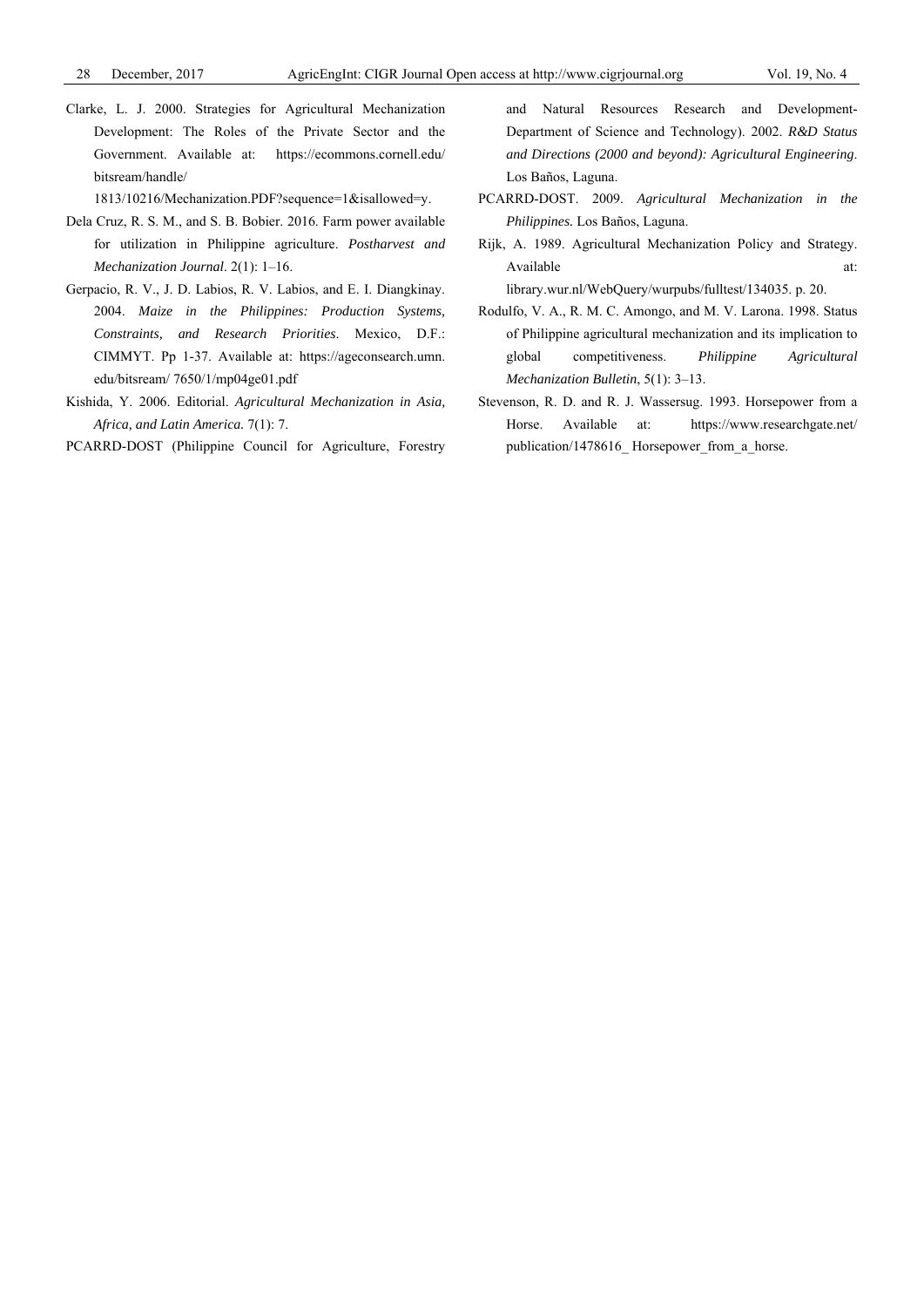Clarke, L. J. 2000. Strategies for Agricultural Mechanization Development: The Roles of the Private Sector and the Government. Available at: https://ecommons.cornell.edu/bitsream/handle/1813/10216/Mechanization.PDF?sequence=1&isallowed=y.

Dela Cruz, R. S. M., and S. B. Bobier. 2016. Farm power available for utilization in Philippine agriculture. *Postharvest and Mechanization Journal*. 2(1): 1–16.

Gerpacio, R. V., J. D. Labios, R. V. Labios, and E. I. Diangkinay. 2004. *Maize in the Philippines: Production Systems, Constraints, and Research Priorities*. Mexico, D.F.: CIMMYT. Pp 1-37. Available at: https://ageconsearch.umn.edu/bitsream/ 7650/1/mp04ge01.pdf

Kishida, Y. 2006. Editorial. *Agricultural Mechanization in Asia, Africa, and Latin America.* 7(1): 7.

PCARRD-DOST (Philippine Council for Agriculture, Forestry and Natural Resources Research and Development-Department of Science and Technology). 2002. *R&D Status and Directions (2000 and beyond): Agricultural Engineering*. Los Baños, Laguna.

PCARRD-DOST. 2009. *Agricultural Mechanization in the Philippines.* Los Baños, Laguna.

Rijk, A. 1989. Agricultural Mechanization Policy and Strategy. Available at: library.wur.nl/WebQuery/wurpubs/fulltest/134035. p. 20.

Rodulfo, V. A., R. M. C. Amongo, and M. V. Larona. 1998. Status of Philippine agricultural mechanization and its implication to global competitiveness. *Philippine Agricultural Mechanization Bulletin*, 5(1): 3–13.

Stevenson, R. D. and R. J. Wassersug. 1993. Horsepower from a Horse. Available at: https://www.researchgate.net/publication/1478616_ Horsepower_from_a_horse.